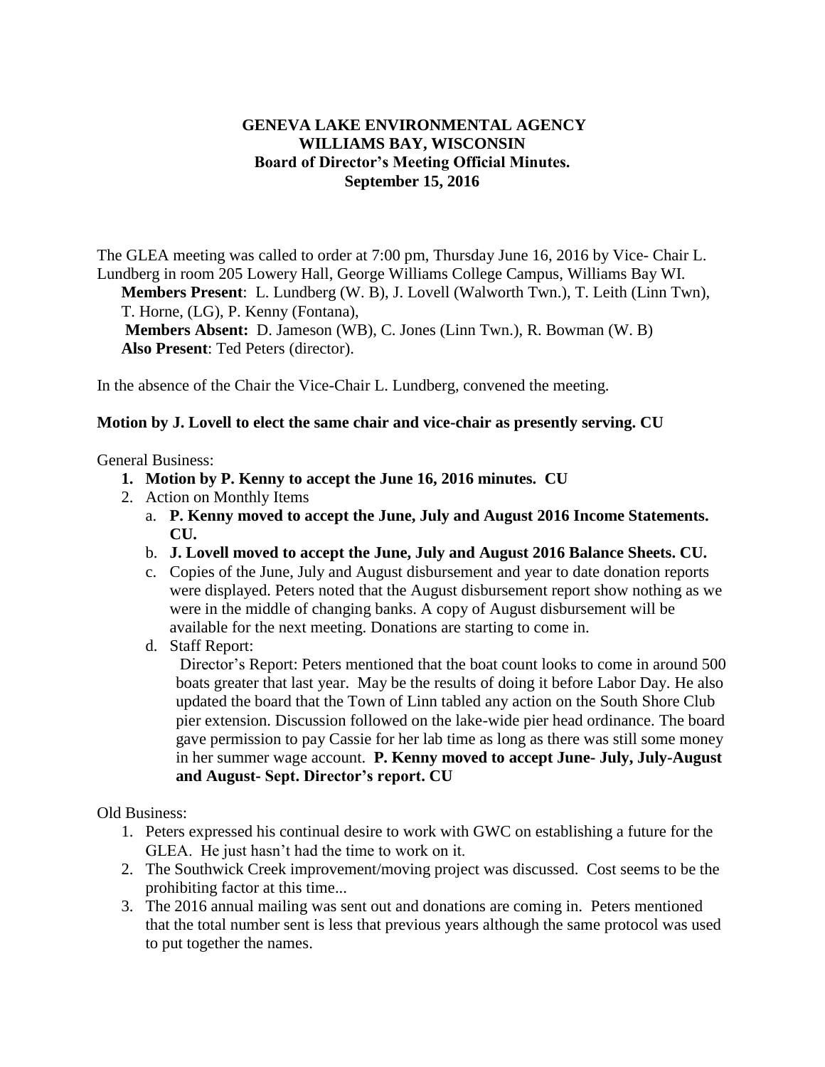# GENEVA LAKE ENVIRONMENTAL AGENCY
## WILLIAMS BAY, WISCONSIN
### Board of Director's Meeting Official Minutes.
### September 15, 2016

The GLEA meeting was called to order at 7:00 pm, Thursday June 16, 2016 by Vice- Chair L. Lundberg in room 205 Lowery Hall, George Williams College Campus, Williams Bay WI.

**Members Present**: L. Lundberg (W. B), J. Lovell (Walworth Twn.), T. Leith (Linn Twn), T. Horne, (LG), P. Kenny (Fontana),

**Members Absent:** D. Jameson (WB), C. Jones (Linn Twn.), R. Bowman (W. B)

**Also Present**: Ted Peters (director).

In the absence of the Chair the Vice-Chair L. Lundberg, convened the meeting.

**Motion by J. Lovell to elect the same chair and vice-chair as presently serving. CU**

General Business:

1. **Motion by P. Kenny to accept the June 16, 2016 minutes. CU**
2. Action on Monthly Items
   a. **P. Kenny moved to accept the June, July and August 2016 Income Statements. CU.**
   b. **J. Lovell moved to accept the June, July and August 2016 Balance Sheets. CU.**
   c. Copies of the June, July and August disbursement and year to date donation reports were displayed. Peters noted that the August disbursement report show nothing as we were in the middle of changing banks. A copy of August disbursement will be available for the next meeting. Donations are starting to come in.
   d. Staff Report:
      Director's Report: Peters mentioned that the boat count looks to come in around 500 boats greater that last year. May be the results of doing it before Labor Day. He also updated the board that the Town of Linn tabled any action on the South Shore Club pier extension. Discussion followed on the lake-wide pier head ordinance. The board gave permission to pay Cassie for her lab time as long as there was still some money in her summer wage account. **P. Kenny moved to accept June- July, July-August and August- Sept. Director's report. CU**

Old Business:

1. Peters expressed his continual desire to work with GWC on establishing a future for the GLEA. He just hasn't had the time to work on it.
2. The Southwick Creek improvement/moving project was discussed. Cost seems to be the prohibiting factor at this time...
3. The 2016 annual mailing was sent out and donations are coming in. Peters mentioned that the total number sent is less that previous years although the same protocol was used to put together the names.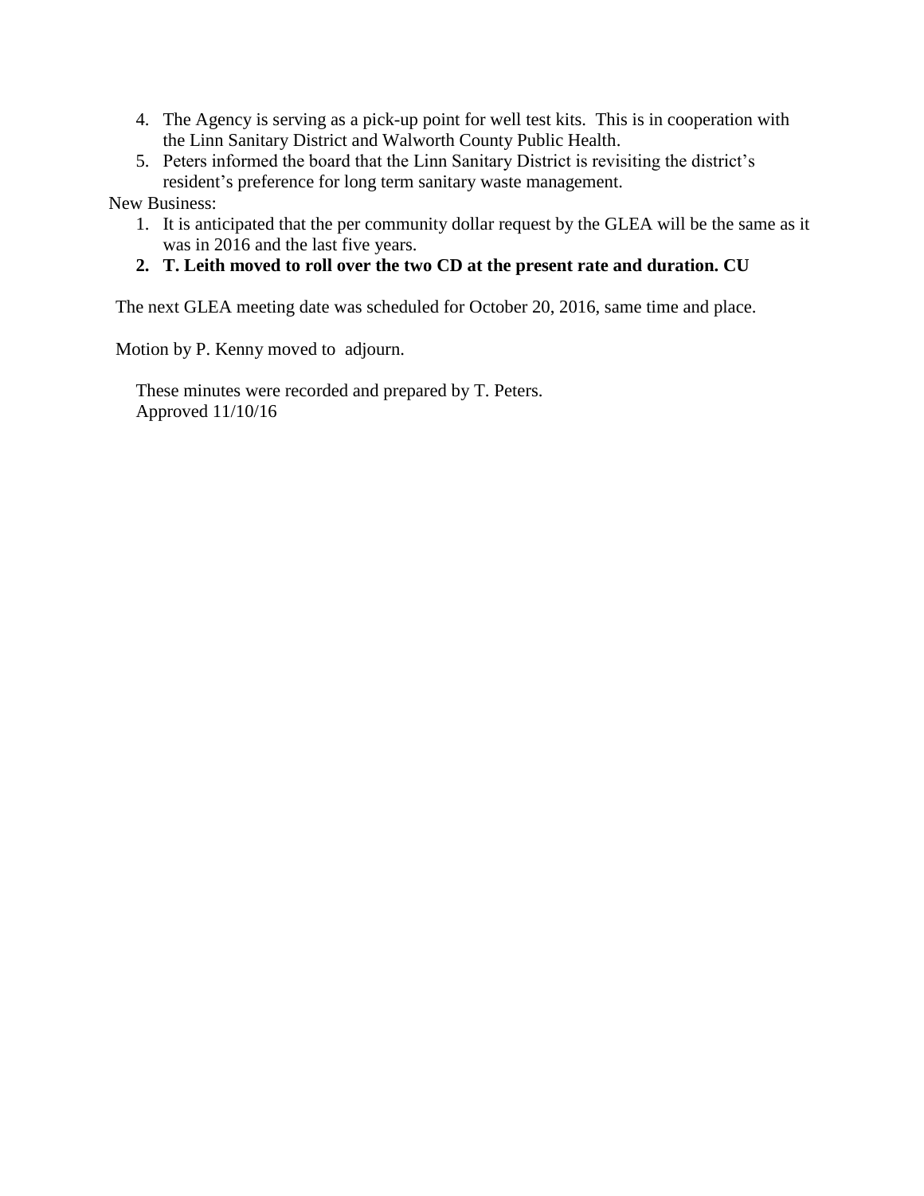4. The Agency is serving as a pick-up point for well test kits. This is in cooperation with the Linn Sanitary District and Walworth County Public Health.
5. Peters informed the board that the Linn Sanitary District is revisiting the district's resident's preference for long term sanitary waste management.

New Business:

1. It is anticipated that the per community dollar request by the GLEA will be the same as it was in 2016 and the last five years.
2. **T. Leith moved to roll over the two CD at the present rate and duration. CU**

The next GLEA meeting date was scheduled for October 20, 2016, same time and place.

Motion by P. Kenny moved to adjourn.

These minutes were recorded and prepared by T. Peters.
Approved 11/10/16